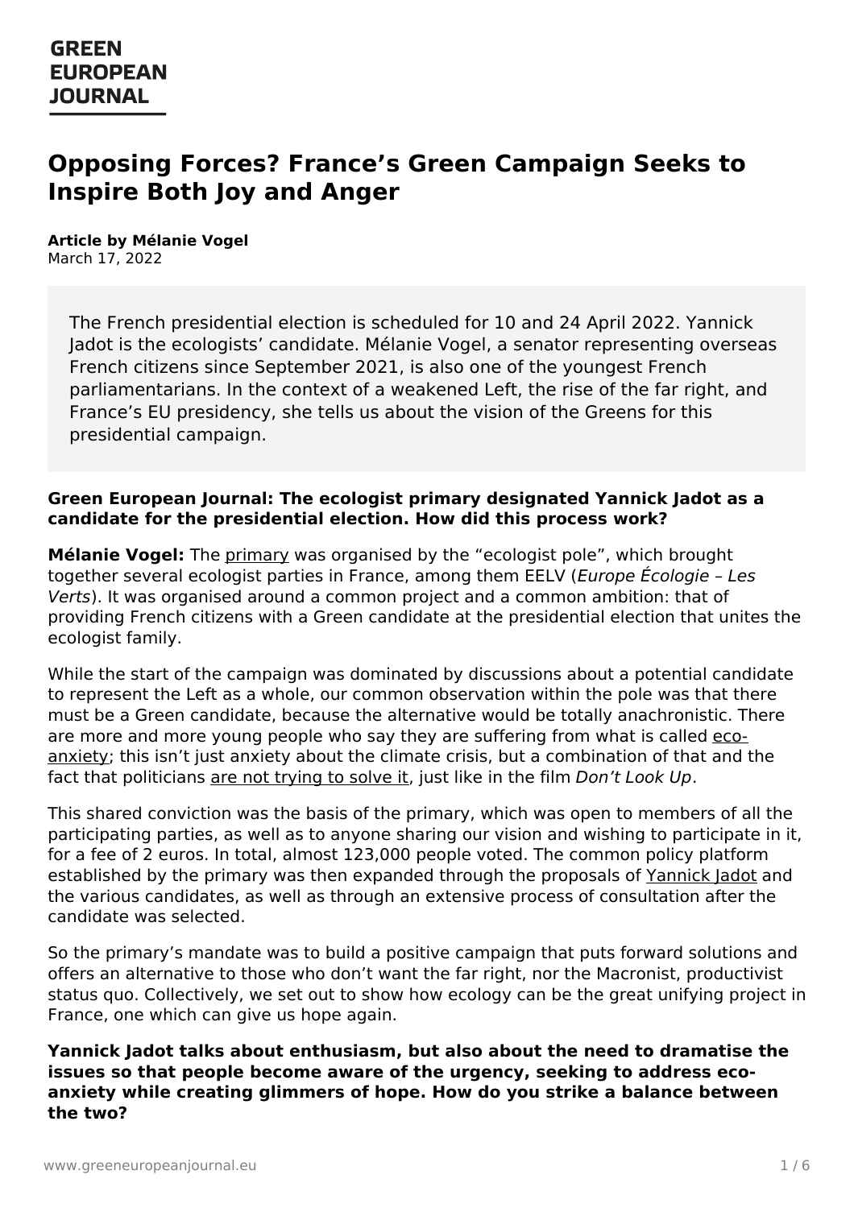# Opposing Forces? France's Green Campaign Seeks to Inspire Both Joy and Anger

**Article by Mélanie Vogel**
March 17, 2022

The French presidential election is scheduled for 10 and 24 April 2022. Yannick Jadot is the ecologists' candidate. Mélanie Vogel, a senator representing overseas French citizens since September 2021, is also one of the youngest French parliamentarians. In the context of a weakened Left, the rise of the far right, and France's EU presidency, she tells us about the vision of the Greens for this presidential campaign.

**Green European Journal: The ecologist primary designated Yannick Jadot as a candidate for the presidential election. How did this process work?**

**Mélanie Vogel:** The primary was organised by the "ecologist pole", which brought together several ecologist parties in France, among them EELV (*Europe Écologie – Les Verts*). It was organised around a common project and a common ambition: that of providing French citizens with a Green candidate at the presidential election that unites the ecologist family.

While the start of the campaign was dominated by discussions about a potential candidate to represent the Left as a whole, our common observation within the pole was that there must be a Green candidate, because the alternative would be totally anachronistic. There are more and more young people who say they are suffering from what is called eco-anxiety; this isn't just anxiety about the climate crisis, but a combination of that and the fact that politicians are not trying to solve it, just like in the film *Don't Look Up*.

This shared conviction was the basis of the primary, which was open to members of all the participating parties, as well as to anyone sharing our vision and wishing to participate in it, for a fee of 2 euros. In total, almost 123,000 people voted. The common policy platform established by the primary was then expanded through the proposals of Yannick Jadot and the various candidates, as well as through an extensive process of consultation after the candidate was selected.

So the primary's mandate was to build a positive campaign that puts forward solutions and offers an alternative to those who don't want the far right, nor the Macronist, productivist status quo. Collectively, we set out to show how ecology can be the great unifying project in France, one which can give us hope again.

**Yannick Jadot talks about enthusiasm, but also about the need to dramatise the issues so that people become aware of the urgency, seeking to address eco-anxiety while creating glimmers of hope. How do you strike a balance between the two?**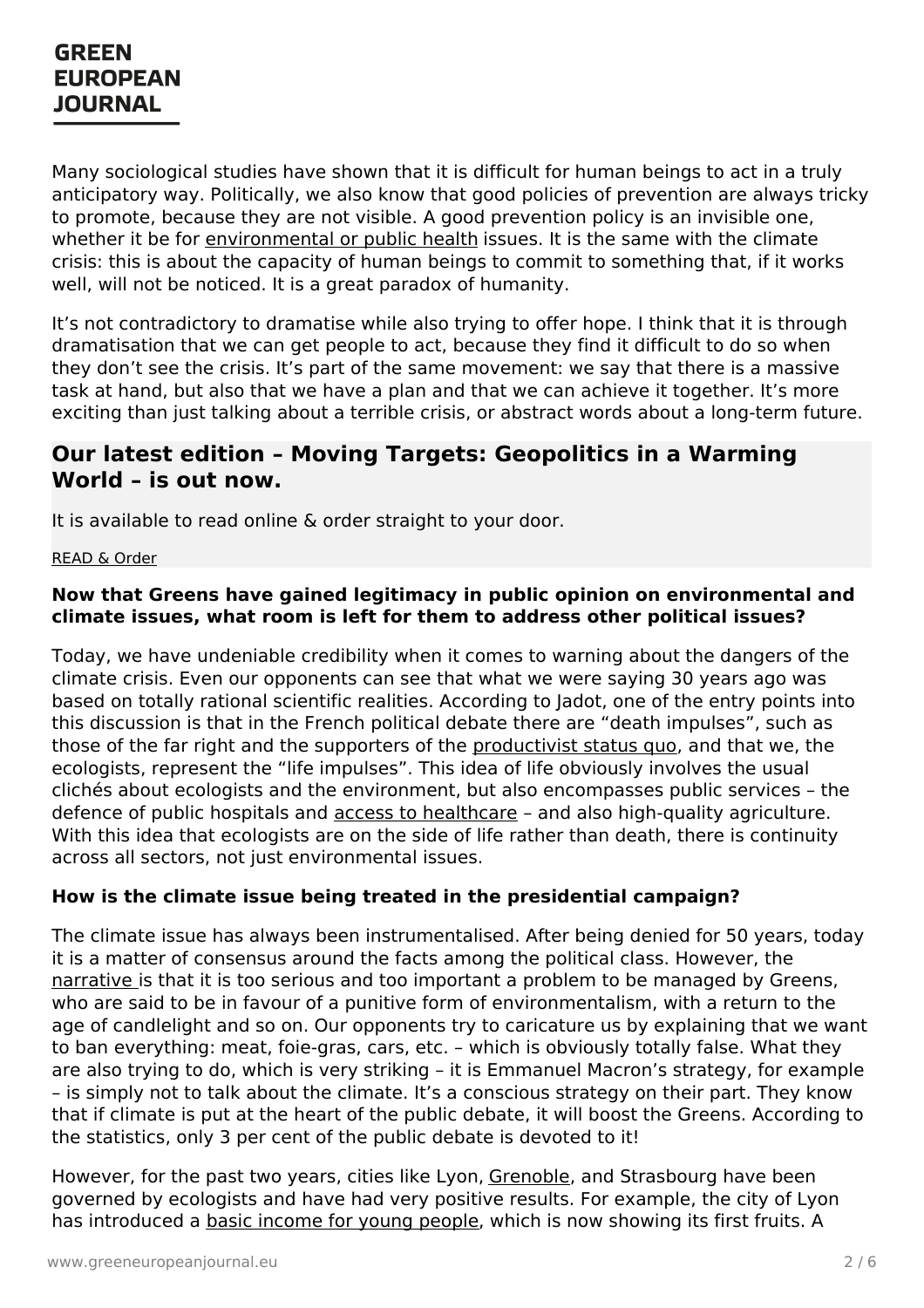Many sociological studies have shown that it is difficult for human beings to act in a truly anticipatory way. Politically, we also know that good policies of prevention are always tricky to promote, because they are not visible. A good prevention policy is an invisible one, whether it be for environmental or public health issues. It is the same with the climate crisis: this is about the capacity of human beings to commit to something that, if it works well, will not be noticed. It is a great paradox of humanity.

It's not contradictory to dramatise while also trying to offer hope. I think that it is through dramatisation that we can get people to act, because they find it difficult to do so when they don't see the crisis. It's part of the same movement: we say that there is a massive task at hand, but also that we have a plan and that we can achieve it together. It's more exciting than just talking about a terrible crisis, or abstract words about a long-term future.

## Our latest edition – Moving Targets: Geopolitics in a Warming World – is out now.

It is available to read online & order straight to your door.

READ & Order

**Now that Greens have gained legitimacy in public opinion on environmental and climate issues, what room is left for them to address other political issues?**

Today, we have undeniable credibility when it comes to warning about the dangers of the climate crisis. Even our opponents can see that what we were saying 30 years ago was based on totally rational scientific realities. According to Jadot, one of the entry points into this discussion is that in the French political debate there are "death impulses", such as those of the far right and the supporters of the productivist status quo, and that we, the ecologists, represent the "life impulses". This idea of life obviously involves the usual clichés about ecologists and the environment, but also encompasses public services – the defence of public hospitals and access to healthcare – and also high-quality agriculture. With this idea that ecologists are on the side of life rather than death, there is continuity across all sectors, not just environmental issues.

**How is the climate issue being treated in the presidential campaign?**

The climate issue has always been instrumentalised. After being denied for 50 years, today it is a matter of consensus around the facts among the political class. However, the narrative is that it is too serious and too important a problem to be managed by Greens, who are said to be in favour of a punitive form of environmentalism, with a return to the age of candlelight and so on. Our opponents try to caricature us by explaining that we want to ban everything: meat, foie-gras, cars, etc. – which is obviously totally false. What they are also trying to do, which is very striking – it is Emmanuel Macron's strategy, for example – is simply not to talk about the climate. It's a conscious strategy on their part. They know that if climate is put at the heart of the public debate, it will boost the Greens. According to the statistics, only 3 per cent of the public debate is devoted to it!

However, for the past two years, cities like Lyon, Grenoble, and Strasbourg have been governed by ecologists and have had very positive results. For example, the city of Lyon has introduced a basic income for young people, which is now showing its first fruits. A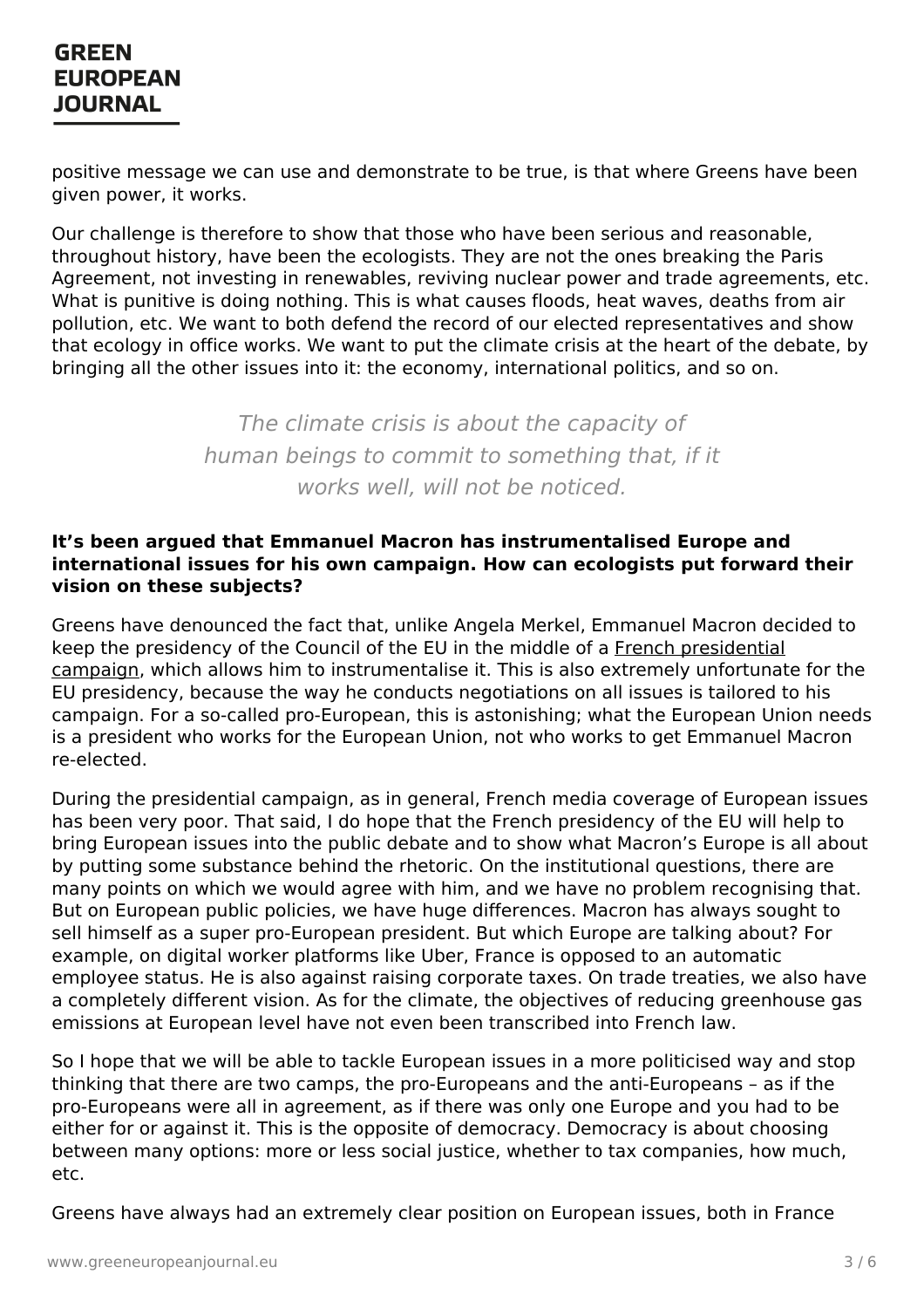positive message we can use and demonstrate to be true, is that where Greens have been given power, it works.

Our challenge is therefore to show that those who have been serious and reasonable, throughout history, have been the ecologists. They are not the ones breaking the Paris Agreement, not investing in renewables, reviving nuclear power and trade agreements, etc. What is punitive is doing nothing. This is what causes floods, heat waves, deaths from air pollution, etc. We want to both defend the record of our elected representatives and show that ecology in office works. We want to put the climate crisis at the heart of the debate, by bringing all the other issues into it: the economy, international politics, and so on.

> *The climate crisis is about the capacity of human beings to commit to something that, if it works well, will not be noticed.*

**It's been argued that Emmanuel Macron has instrumentalised Europe and international issues for his own campaign. How can ecologists put forward their vision on these subjects?**

Greens have denounced the fact that, unlike Angela Merkel, Emmanuel Macron decided to keep the presidency of the Council of the EU in the middle of a French presidential campaign, which allows him to instrumentalise it. This is also extremely unfortunate for the EU presidency, because the way he conducts negotiations on all issues is tailored to his campaign. For a so-called pro-European, this is astonishing; what the European Union needs is a president who works for the European Union, not who works to get Emmanuel Macron re-elected.

During the presidential campaign, as in general, French media coverage of European issues has been very poor. That said, I do hope that the French presidency of the EU will help to bring European issues into the public debate and to show what Macron's Europe is all about by putting some substance behind the rhetoric. On the institutional questions, there are many points on which we would agree with him, and we have no problem recognising that. But on European public policies, we have huge differences. Macron has always sought to sell himself as a super pro-European president. But which Europe are talking about? For example, on digital worker platforms like Uber, France is opposed to an automatic employee status. He is also against raising corporate taxes. On trade treaties, we also have a completely different vision. As for the climate, the objectives of reducing greenhouse gas emissions at European level have not even been transcribed into French law.

So I hope that we will be able to tackle European issues in a more politicised way and stop thinking that there are two camps, the pro-Europeans and the anti-Europeans – as if the pro-Europeans were all in agreement, as if there was only one Europe and you had to be either for or against it. This is the opposite of democracy. Democracy is about choosing between many options: more or less social justice, whether to tax companies, how much, etc.

Greens have always had an extremely clear position on European issues, both in France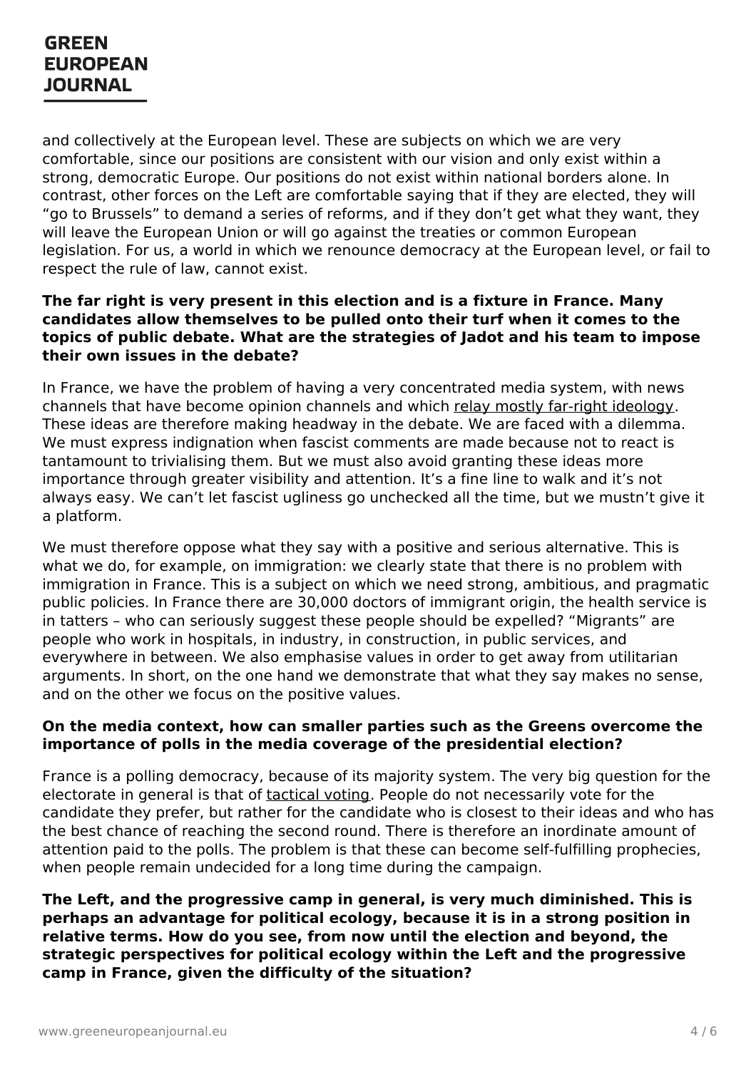and collectively at the European level. These are subjects on which we are very comfortable, since our positions are consistent with our vision and only exist within a strong, democratic Europe. Our positions do not exist within national borders alone. In contrast, other forces on the Left are comfortable saying that if they are elected, they will "go to Brussels" to demand a series of reforms, and if they don't get what they want, they will leave the European Union or will go against the treaties or common European legislation. For us, a world in which we renounce democracy at the European level, or fail to respect the rule of law, cannot exist.

**The far right is very present in this election and is a fixture in France. Many candidates allow themselves to be pulled onto their turf when it comes to the topics of public debate. What are the strategies of Jadot and his team to impose their own issues in the debate?**

In France, we have the problem of having a very concentrated media system, with news channels that have become opinion channels and which relay mostly far-right ideology. These ideas are therefore making headway in the debate. We are faced with a dilemma. We must express indignation when fascist comments are made because not to react is tantamount to trivialising them. But we must also avoid granting these ideas more importance through greater visibility and attention. It's a fine line to walk and it's not always easy. We can't let fascist ugliness go unchecked all the time, but we mustn't give it a platform.

We must therefore oppose what they say with a positive and serious alternative. This is what we do, for example, on immigration: we clearly state that there is no problem with immigration in France. This is a subject on which we need strong, ambitious, and pragmatic public policies. In France there are 30,000 doctors of immigrant origin, the health service is in tatters – who can seriously suggest these people should be expelled? "Migrants" are people who work in hospitals, in industry, in construction, in public services, and everywhere in between. We also emphasise values in order to get away from utilitarian arguments. In short, on the one hand we demonstrate that what they say makes no sense, and on the other we focus on the positive values.

**On the media context, how can smaller parties such as the Greens overcome the importance of polls in the media coverage of the presidential election?**

France is a polling democracy, because of its majority system. The very big question for the electorate in general is that of tactical voting. People do not necessarily vote for the candidate they prefer, but rather for the candidate who is closest to their ideas and who has the best chance of reaching the second round. There is therefore an inordinate amount of attention paid to the polls. The problem is that these can become self-fulfilling prophecies, when people remain undecided for a long time during the campaign.

**The Left, and the progressive camp in general, is very much diminished. This is perhaps an advantage for political ecology, because it is in a strong position in relative terms. How do you see, from now until the election and beyond, the strategic perspectives for political ecology within the Left and the progressive camp in France, given the difficulty of the situation?**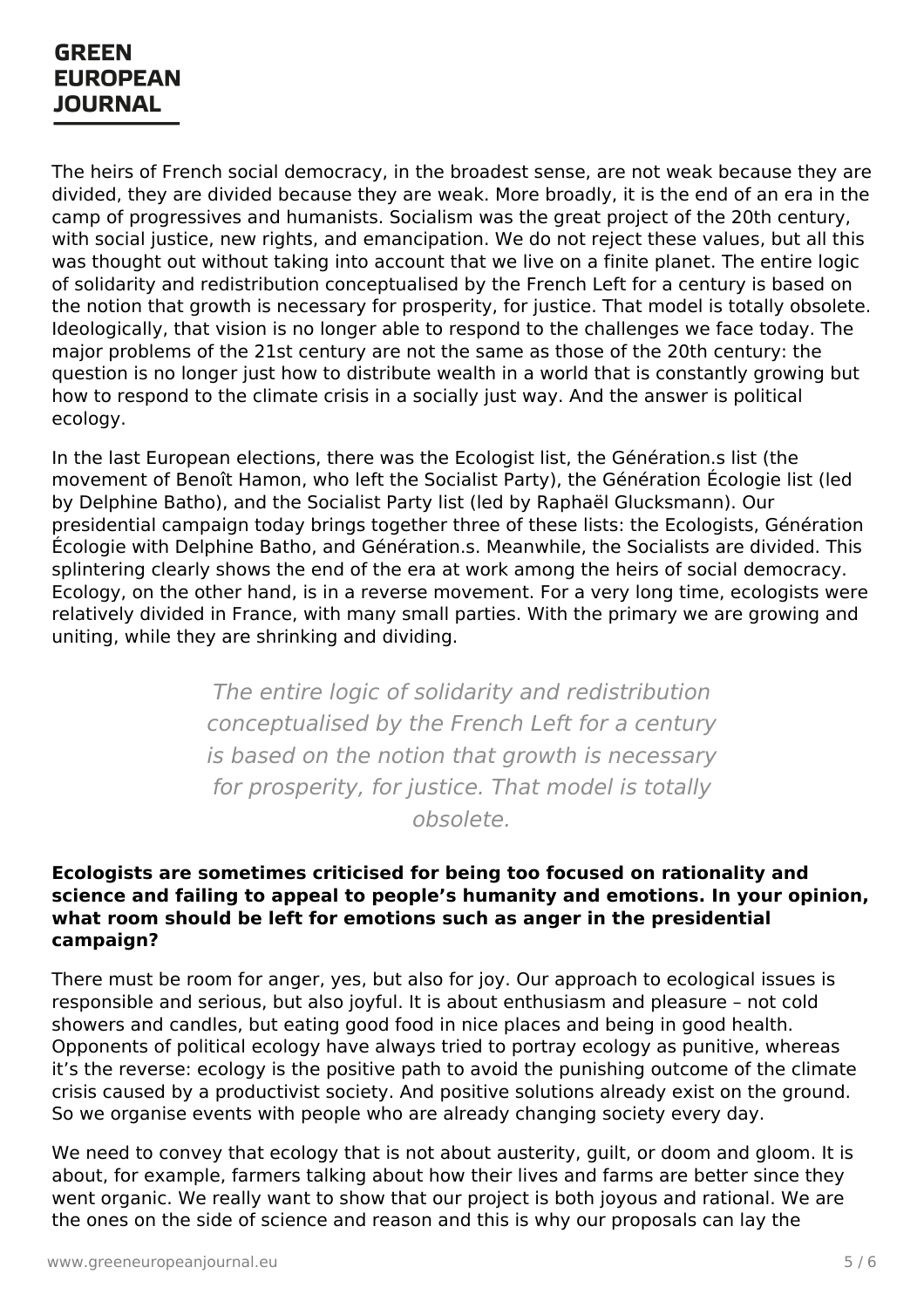The heirs of French social democracy, in the broadest sense, are not weak because they are divided, they are divided because they are weak. More broadly, it is the end of an era in the camp of progressives and humanists. Socialism was the great project of the 20th century, with social justice, new rights, and emancipation. We do not reject these values, but all this was thought out without taking into account that we live on a finite planet. The entire logic of solidarity and redistribution conceptualised by the French Left for a century is based on the notion that growth is necessary for prosperity, for justice. That model is totally obsolete. Ideologically, that vision is no longer able to respond to the challenges we face today. The major problems of the 21st century are not the same as those of the 20th century: the question is no longer just how to distribute wealth in a world that is constantly growing but how to respond to the climate crisis in a socially just way. And the answer is political ecology.

In the last European elections, there was the Ecologist list, the Génération.s list (the movement of Benoît Hamon, who left the Socialist Party), the Génération Écologie list (led by Delphine Batho), and the Socialist Party list (led by Raphaël Glucksmann). Our presidential campaign today brings together three of these lists: the Ecologists, Génération Écologie with Delphine Batho, and Génération.s. Meanwhile, the Socialists are divided. This splintering clearly shows the end of the era at work among the heirs of social democracy. Ecology, on the other hand, is in a reverse movement. For a very long time, ecologists were relatively divided in France, with many small parties. With the primary we are growing and uniting, while they are shrinking and dividing.

> *The entire logic of solidarity and redistribution conceptualised by the French Left for a century is based on the notion that growth is necessary for prosperity, for justice. That model is totally obsolete.*

**Ecologists are sometimes criticised for being too focused on rationality and science and failing to appeal to people's humanity and emotions. In your opinion, what room should be left for emotions such as anger in the presidential campaign?**

There must be room for anger, yes, but also for joy. Our approach to ecological issues is responsible and serious, but also joyful. It is about enthusiasm and pleasure – not cold showers and candles, but eating good food in nice places and being in good health. Opponents of political ecology have always tried to portray ecology as punitive, whereas it's the reverse: ecology is the positive path to avoid the punishing outcome of the climate crisis caused by a productivist society. And positive solutions already exist on the ground. So we organise events with people who are already changing society every day.

We need to convey that ecology that is not about austerity, guilt, or doom and gloom. It is about, for example, farmers talking about how their lives and farms are better since they went organic. We really want to show that our project is both joyous and rational. We are the ones on the side of science and reason and this is why our proposals can lay the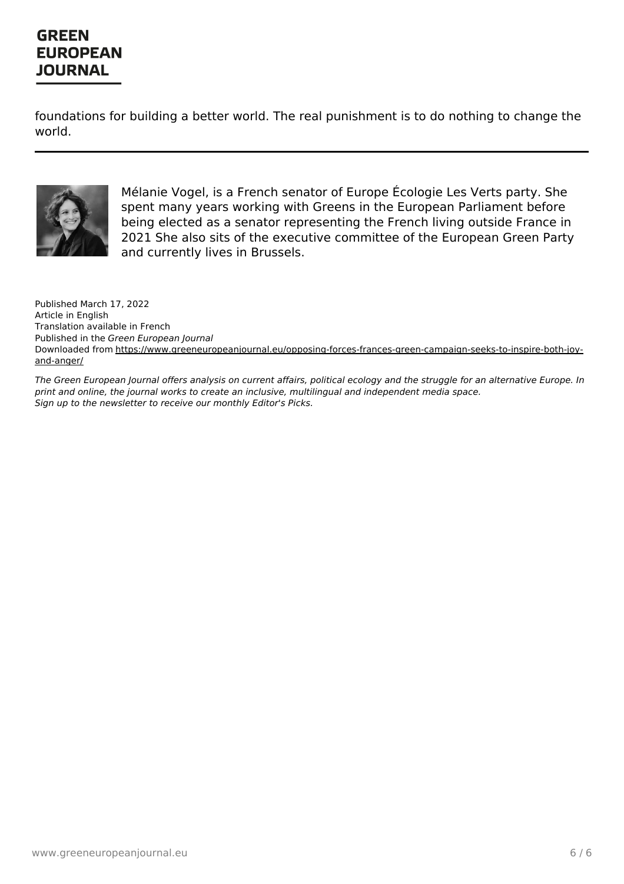foundations for building a better world. The real punishment is to do nothing to change the world.

---

Mélanie Vogel, is a French senator of Europe Écologie Les Verts party. She spent many years working with Greens in the European Parliament before being elected as a senator representing the French living outside France in 2021 She also sits of the executive committee of the European Green Party and currently lives in Brussels.

Published March 17, 2022
Article in English
Translation available in French
Published in the *Green European Journal*
Downloaded from [https://www.greeneuropeanjournal.eu/opposing-forces-frances-green-campaign-seeks-to-inspire-both-joy-and-anger/](https://www.greeneuropeanjournal.eu/opposing-forces-frances-green-campaign-seeks-to-inspire-both-joy-and-anger/)

*The Green European Journal offers analysis on current affairs, political ecology and the struggle for an alternative Europe. In print and online, the journal works to create an inclusive, multilingual and independent media space.*
*Sign up to the newsletter to receive our monthly Editor's Picks.*